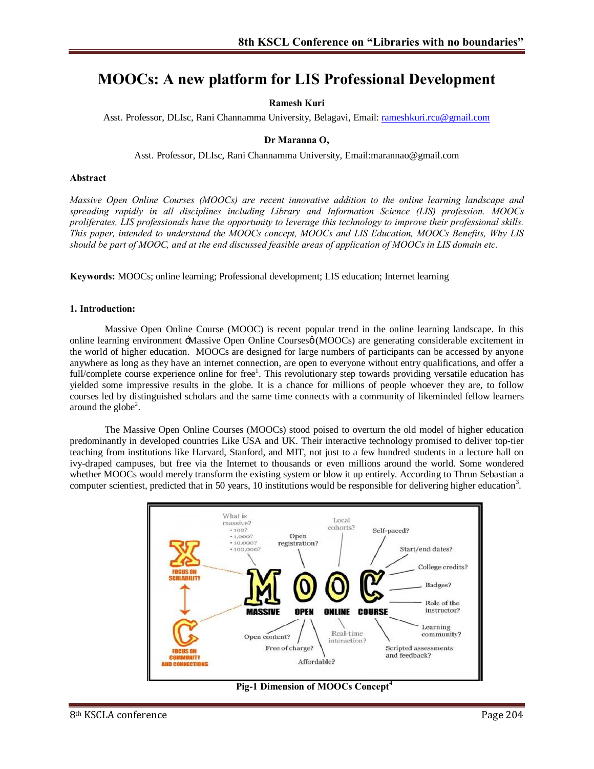# MOOCs: A new platform for LIS Professional Development

**Ramesh Kuri**

Asst. Professor, DLIsc, Rani Channamma University, Belagavi, Email: rameshkuri.rcu@gmail.com

**Dr Maranna O,**

Asst. Professor, DLIsc, Rani Channamma University, Email:marannao@gmail.com

**Abstract**

*Massive Open Online Courses (MOOCs) are recent innovative addition to the online learning landscape and spreading rapidly in all disciplines including Library and Information Science (LIS) profession. MOOCs proliferates, LIS professionals have the opportunity to leverage this technology to improve their professional skills. This paper, intended to understand the MOOCs concept, MOOCs and LIS Education, MOOCs Benefits, Why LIS should be part of MOOC, and at the end discussed feasible areas of application of MOOCs in LIS domain etc.*

**Keywords:** MOOCs; online learning; Professional development; LIS education; Internet learning

**1. Introduction:**

Massive Open Online Course (MOOC) is recent popular trend in the online learning landscape. In this online learning environment 'Massive Open Online Courses' (MOOCs) are generating considerable excitement in the world of higher education. MOOCs are designed for large numbers of participants can be accessed by anyone anywhere as long as they have an internet connection, are open to everyone without entry qualifications, and offer a full/complete course experience online for free[1]. This revolutionary step towards providing versatile education has yielded some impressive results in the globe. It is a chance for millions of people whoever they are, to follow courses led by distinguished scholars and the same time connects with a community of likeminded fellow learners around the globe[2].

The Massive Open Online Courses (MOOCs) stood poised to overturn the old model of higher education predominantly in developed countries Like USA and UK. Their interactive technology promised to deliver top-tier teaching from institutions like Harvard, Stanford, and MIT, not just to a few hundred students in a lecture hall on ivy-draped campuses, but free via the Internet to thousands or even millions around the world. Some wondered whether MOOCs would merely transform the existing system or blow it up entirely. According to Thrun Sebastian a computer scientiest, predicted that in 50 years, 10 institutions would be responsible for delivering higher education[3].

**Pig-1 Dimension of MOOCs Concept[4]**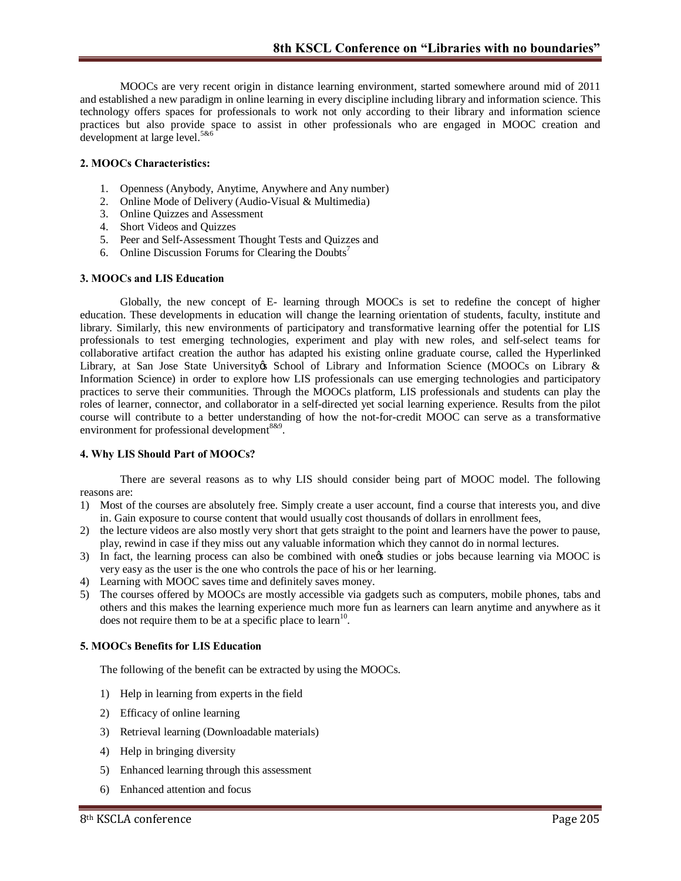MOOCs are very recent origin in distance learning environment, started somewhere around mid of 2011 and established a new paradigm in online learning in every discipline including library and information science. This technology offers spaces for professionals to work not only according to their library and information science practices but also provide space to assist in other professionals who are engaged in MOOC creation and development at large level.[5&6]

**2. MOOCs Characteristics:**

1. Openness (Anybody, Anytime, Anywhere and Any number)
2. Online Mode of Delivery (Audio-Visual & Multimedia)
3. Online Quizzes and Assessment
4. Short Videos and Quizzes
5. Peer and Self-Assessment Thought Tests and Quizzes and
6. Online Discussion Forums for Clearing the Doubts[7]

**3. MOOCs and LIS Education**

Globally, the new concept of E- learning through MOOCs is set to redefine the concept of higher education. These developments in education will change the learning orientation of students, faculty, institute and library. Similarly, this new environments of participatory and transformative learning offer the potential for LIS professionals to test emerging technologies, experiment and play with new roles, and self-select teams for collaborative artifact creation the author has adapted his existing online graduate course, called the Hyperlinked Library, at San Jose State University's School of Library and Information Science (MOOCs on Library & Information Science) in order to explore how LIS professionals can use emerging technologies and participatory practices to serve their communities. Through the MOOCs platform, LIS professionals and students can play the roles of learner, connector, and collaborator in a self-directed yet social learning experience. Results from the pilot course will contribute to a better understanding of how the not-for-credit MOOC can serve as a transformative environment for professional development[8&9].

**4. Why LIS Should Part of MOOCs?**

There are several reasons as to why LIS should consider being part of MOOC model. The following reasons are:

1) Most of the courses are absolutely free. Simply create a user account, find a course that interests you, and dive in. Gain exposure to course content that would usually cost thousands of dollars in enrollment fees,
2) the lecture videos are also mostly very short that gets straight to the point and learners have the power to pause, play, rewind in case if they miss out any valuable information which they cannot do in normal lectures.
3) In fact, the learning process can also be combined with one's studies or jobs because learning via MOOC is very easy as the user is the one who controls the pace of his or her learning.
4) Learning with MOOC saves time and definitely saves money.
5) The courses offered by MOOCs are mostly accessible via gadgets such as computers, mobile phones, tabs and others and this makes the learning experience much more fun as learners can learn anytime and anywhere as it does not require them to be at a specific place to learn[10].

**5. MOOCs Benefits for LIS Education**

The following of the benefit can be extracted by using the MOOCs.

1) Help in learning from experts in the field
2) Efficacy of online learning
3) Retrieval learning (Downloadable materials)
4) Help in bringing diversity
5) Enhanced learning through this assessment
6) Enhanced attention and focus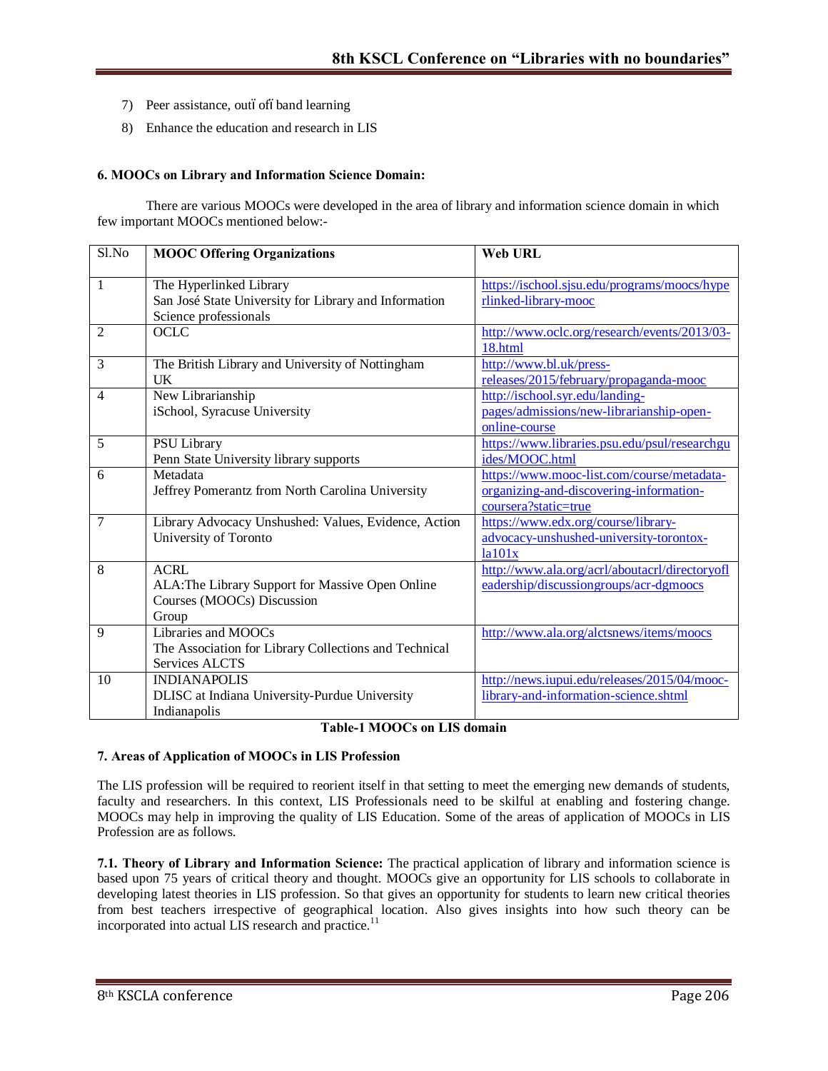7) Peer assistance, outïofïband learning
8) Enhance the education and research in LIS

**6. MOOCs on Library and Information Science Domain:**

There are various MOOCs were developed in the area of library and information science domain in which few important MOOCs mentioned below:-

| Sl.No | MOOC Offering Organizations | Web URL |
|---|---|---|
| 1 | The Hyperlinked Library<br>San José State University for Library and Information Science professionals | https://ischool.sjsu.edu/programs/moocs/hyperlinked-library-mooc |
| 2 | OCLC | http://www.oclc.org/research/events/2013/03-18.html |
| 3 | The British Library and University of Nottingham UK | http://www.bl.uk/press-releases/2015/february/propaganda-mooc |
| 4 | New Librarianship<br>iSchool, Syracuse University | http://ischool.syr.edu/landing-pages/admissions/new-librarianship-open-online-course |
| 5 | PSU Library<br>Penn State University library supports | https://www.libraries.psu.edu/psul/researchguides/MOOC.html |
| 6 | Metadata<br>Jeffrey Pomerantz from North Carolina University | https://www.mooc-list.com/course/metadata-organizing-and-discovering-information-coursera?static=true |
| 7 | Library Advocacy Unshushed: Values, Evidence, Action<br>University of Toronto | https://www.edx.org/course/library-advocacy-unshushed-university-torontox-la101x |
| 8 | ACRL<br>ALA:The Library Support for Massive Open Online Courses (MOOCs) Discussion Group | http://www.ala.org/acrl/aboutacrl/directoryofleadership/discussiongroups/acr-dgmoocs |
| 9 | Libraries and MOOCs<br>The Association for Library Collections and Technical Services ALCTS | http://www.ala.org/alctsnews/items/moocs |
| 10 | INDIANAPOLIS<br>DLISC at Indiana University-Purdue University Indianapolis | http://news.iupui.edu/releases/2015/04/mooc-library-and-information-science.shtml |

**Table-1 MOOCs on LIS domain**

**7. Areas of Application of MOOCs in LIS Profession**

The LIS profession will be required to reorient itself in that setting to meet the emerging new demands of students, faculty and researchers. In this context, LIS Professionals need to be skilful at enabling and fostering change. MOOCs may help in improving the quality of LIS Education. Some of the areas of application of MOOCs in LIS Profession are as follows.

**7.1. Theory of Library and Information Science:** The practical application of library and information science is based upon 75 years of critical theory and thought. MOOCs give an opportunity for LIS schools to collaborate in developing latest theories in LIS profession. So that gives an opportunity for students to learn new critical theories from best teachers irrespective of geographical location. Also gives insights into how such theory can be incorporated into actual LIS research and practice.[11]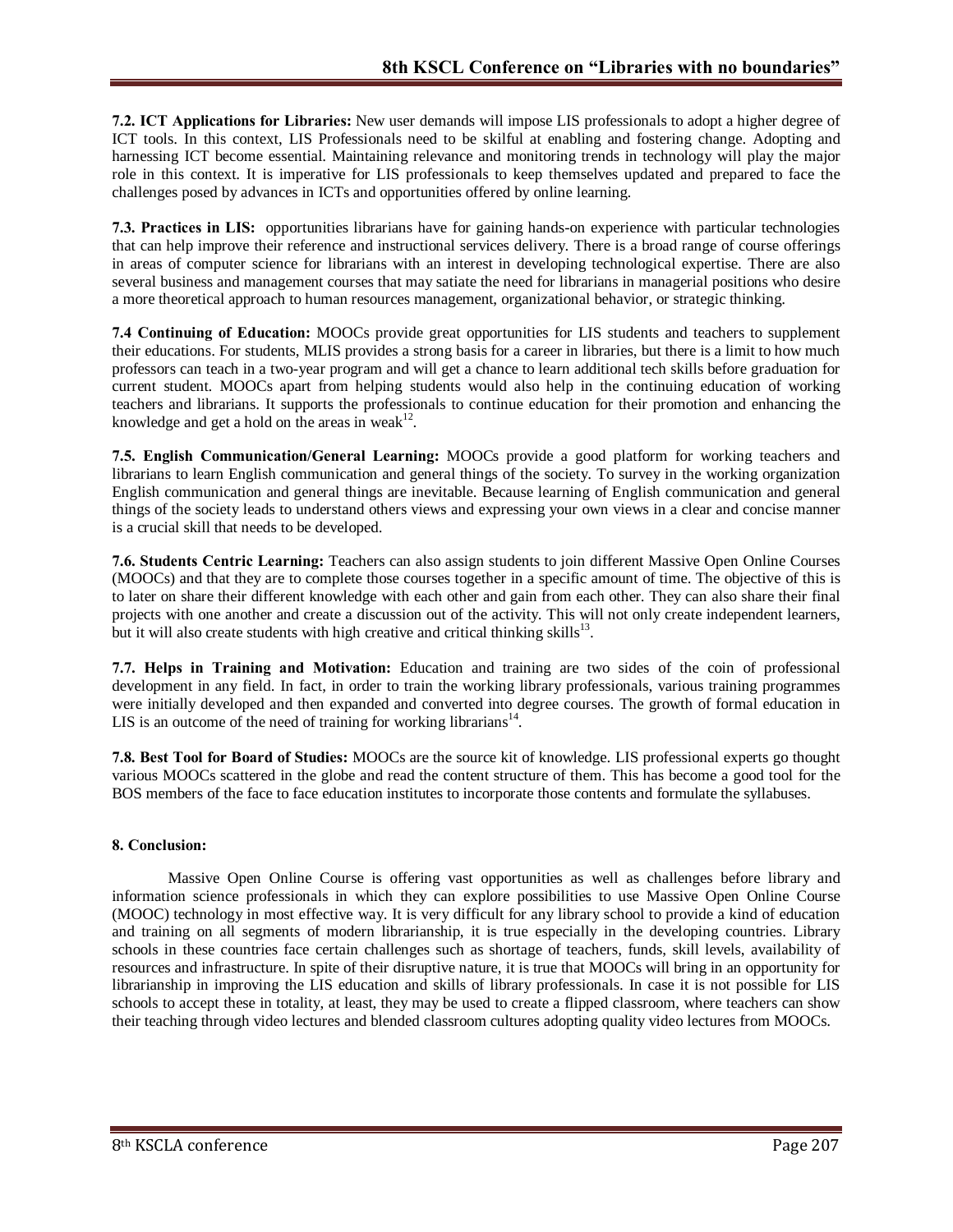**7.2. ICT Applications for Libraries:** New user demands will impose LIS professionals to adopt a higher degree of ICT tools. In this context, LIS Professionals need to be skilful at enabling and fostering change. Adopting and harnessing ICT become essential. Maintaining relevance and monitoring trends in technology will play the major role in this context. It is imperative for LIS professionals to keep themselves updated and prepared to face the challenges posed by advances in ICTs and opportunities offered by online learning.

**7.3. Practices in LIS:** opportunities librarians have for gaining hands-on experience with particular technologies that can help improve their reference and instructional services delivery. There is a broad range of course offerings in areas of computer science for librarians with an interest in developing technological expertise. There are also several business and management courses that may satiate the need for librarians in managerial positions who desire a more theoretical approach to human resources management, organizational behavior, or strategic thinking.

**7.4 Continuing of Education:** MOOCs provide great opportunities for LIS students and teachers to supplement their educations. For students, MLIS provides a strong basis for a career in libraries, but there is a limit to how much professors can teach in a two-year program and will get a chance to learn additional tech skills before graduation for current student. MOOCs apart from helping students would also help in the continuing education of working teachers and librarians. It supports the professionals to continue education for their promotion and enhancing the knowledge and get a hold on the areas in weak[12].

**7.5. English Communication/General Learning:** MOOCs provide a good platform for working teachers and librarians to learn English communication and general things of the society. To survey in the working organization English communication and general things are inevitable. Because learning of English communication and general things of the society leads to understand others views and expressing your own views in a clear and concise manner is a crucial skill that needs to be developed.

**7.6. Students Centric Learning:** Teachers can also assign students to join different Massive Open Online Courses (MOOCs) and that they are to complete those courses together in a specific amount of time. The objective of this is to later on share their different knowledge with each other and gain from each other. They can also share their final projects with one another and create a discussion out of the activity. This will not only create independent learners, but it will also create students with high creative and critical thinking skills[13].

**7.7. Helps in Training and Motivation:** Education and training are two sides of the coin of professional development in any field. In fact, in order to train the working library professionals, various training programmes were initially developed and then expanded and converted into degree courses. The growth of formal education in LIS is an outcome of the need of training for working librarians[14].

**7.8. Best Tool for Board of Studies:** MOOCs are the source kit of knowledge. LIS professional experts go thought various MOOCs scattered in the globe and read the content structure of them. This has become a good tool for the BOS members of the face to face education institutes to incorporate those contents and formulate the syllabuses.

## 8. Conclusion:

Massive Open Online Course is offering vast opportunities as well as challenges before library and information science professionals in which they can explore possibilities to use Massive Open Online Course (MOOC) technology in most effective way. It is very difficult for any library school to provide a kind of education and training on all segments of modern librarianship, it is true especially in the developing countries. Library schools in these countries face certain challenges such as shortage of teachers, funds, skill levels, availability of resources and infrastructure. In spite of their disruptive nature, it is true that MOOCs will bring in an opportunity for librarianship in improving the LIS education and skills of library professionals. In case it is not possible for LIS schools to accept these in totality, at least, they may be used to create a flipped classroom, where teachers can show their teaching through video lectures and blended classroom cultures adopting quality video lectures from MOOCs.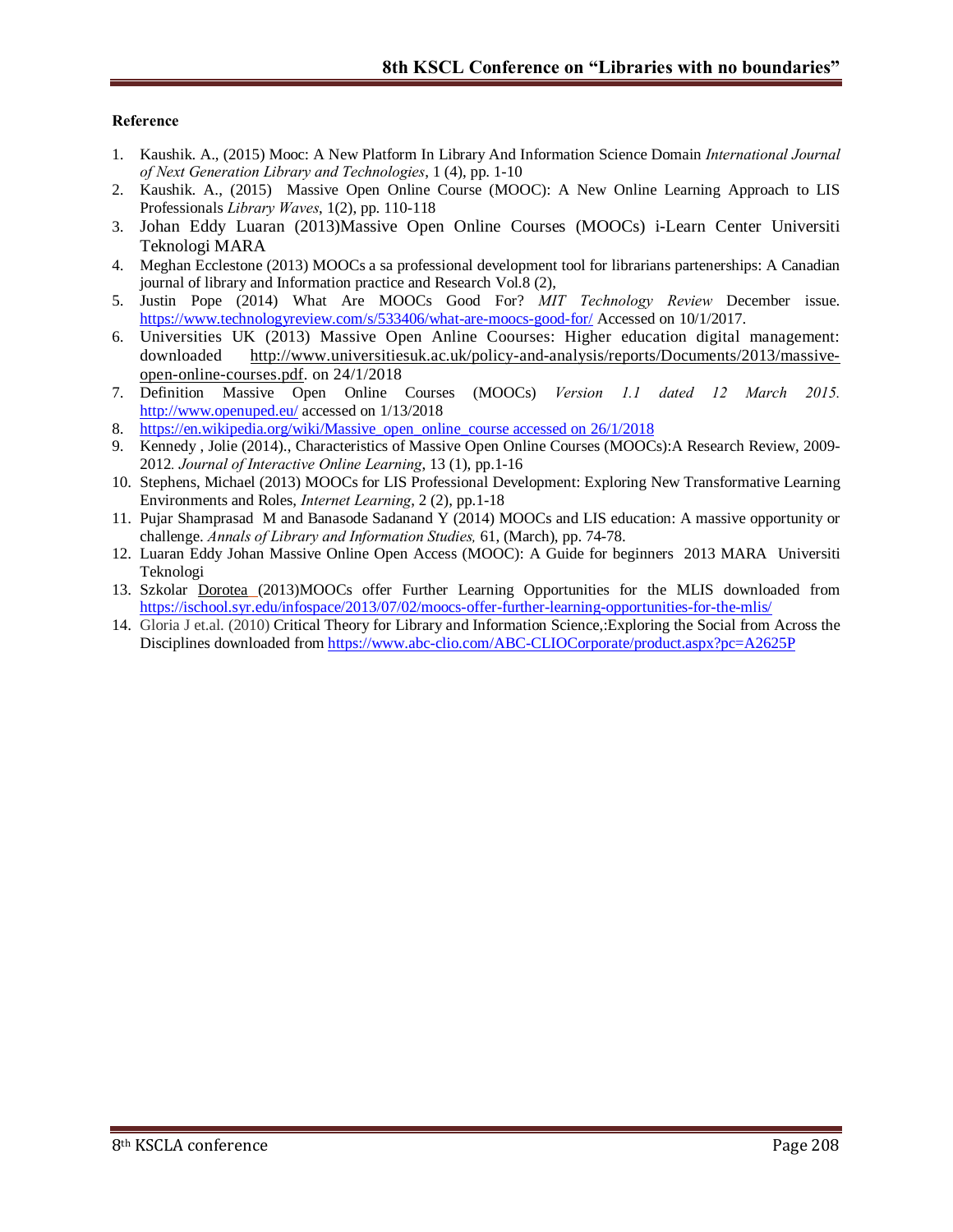**Reference**

1. Kaushik. A., (2015) Mooc: A New Platform In Library And Information Science Domain *International Journal of Next Generation Library and Technologies*, 1 (4), pp. 1-10
2. Kaushik. A., (2015) Massive Open Online Course (MOOC): A New Online Learning Approach to LIS Professionals *Library Waves*, 1(2), pp. 110-118
3. Johan Eddy Luaran (2013)Massive Open Online Courses (MOOCs) i-Learn Center Universiti Teknologi MARA
4. Meghan Ecclestone (2013) MOOCs a sa professional development tool for librarians partenerships: A Canadian journal of library and Information practice and Research Vol.8 (2),
5. Justin Pope (2014) What Are MOOCs Good For? *MIT Technology Review* December issue. https://www.technologyreview.com/s/533406/what-are-moocs-good-for/ Accessed on 10/1/2017.
6. Universities UK (2013) Massive Open Anline Coourses: Higher education digital management: downloaded http://www.universitiesuk.ac.uk/policy-and-analysis/reports/Documents/2013/massive-open-online-courses.pdf. on 24/1/2018
7. Definition Massive Open Online Courses (MOOCs) *Version 1.1 dated 12 March 2015.* http://www.openuped.eu/ accessed on 1/13/2018
8. https://en.wikipedia.org/wiki/Massive_open_online_course accessed on 26/1/2018
9. Kennedy , Jolie (2014)., Characteristics of Massive Open Online Courses (MOOCs):A Research Review, 2009-2012*. Journal of Interactive Online Learning*, 13 (1), pp.1-16
10. Stephens, Michael (2013) MOOCs for LIS Professional Development: Exploring New Transformative Learning Environments and Roles, *Internet Learning*, 2 (2), pp.1-18
11. Pujar Shamprasad M and Banasode Sadanand Y (2014) MOOCs and LIS education: A massive opportunity or challenge. *Annals of Library and Information Studies,* 61, (March), pp. 74-78.
12. Luaran Eddy Johan Massive Online Open Access (MOOC): A Guide for beginners 2013 MARA Universiti Teknologi
13. Szkolar Dorotea (2013)MOOCs offer Further Learning Opportunities for the MLIS downloaded from https://ischool.syr.edu/infospace/2013/07/02/moocs-offer-further-learning-opportunities-for-the-mlis/
14. Gloria J et.al. (2010) Critical Theory for Library and Information Science,:Exploring the Social from Across the Disciplines downloaded from https://www.abc-clio.com/ABC-CLIOCorporate/product.aspx?pc=A2625P